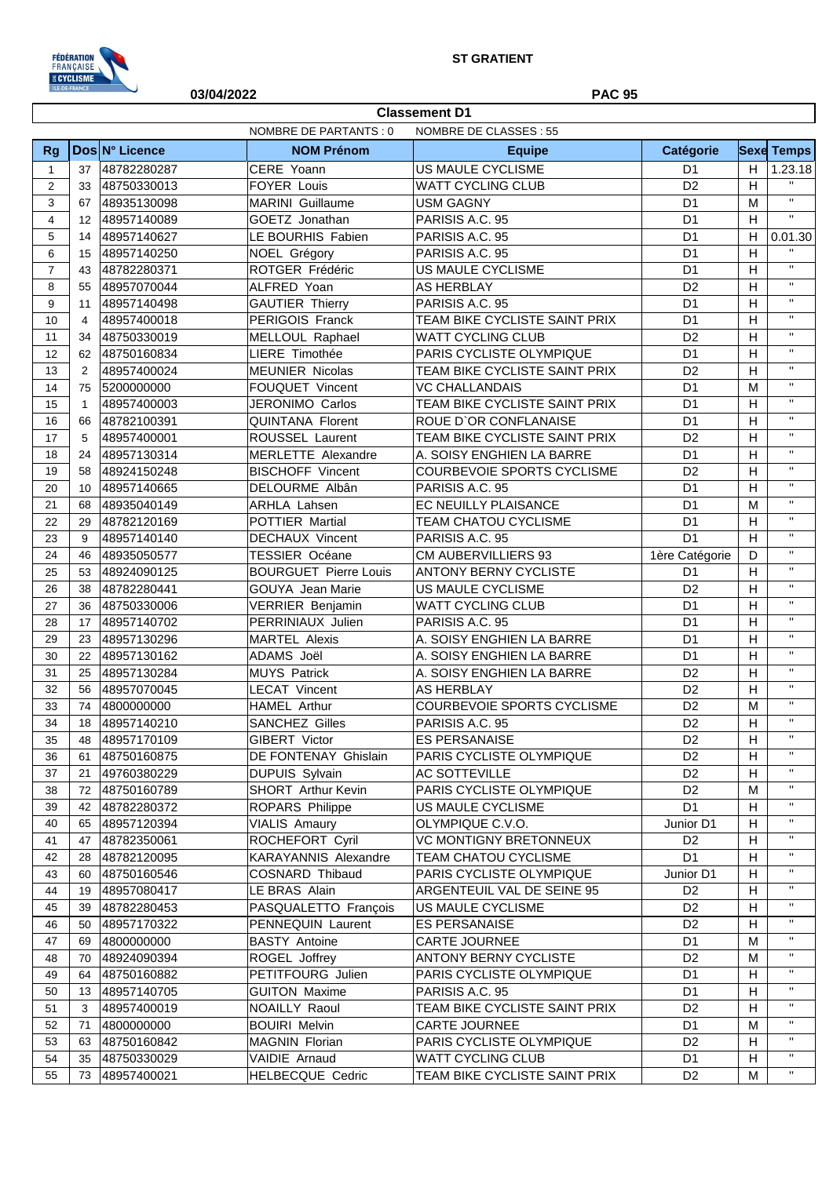ST GRATIENT

03/04/2022

PAC 95

## Classement D1

NOMBRE DE PARTANTS : 0 NOMBRE DE CLASSES : 55

| Rg | Dos | N° Licence | NOM Prénom | Equipe | Catégorie | Sexe | Temps |
|---|---|---|---|---|---|---|---|
| 1 | 37 | 48782280287 | CERE Yoann | US MAULE CYCLISME | D1 | H | 1.23.18 |
| 2 | 33 | 48750330013 | FOYER Louis | WATT CYCLING CLUB | D2 | H | " |
| 3 | 67 | 48935130098 | MARINI Guillaume | USM GAGNY | D1 | M | " |
| 4 | 12 | 48957140089 | GOETZ Jonathan | PARISIS A.C. 95 | D1 | H | " |
| 5 | 14 | 48957140627 | LE BOURHIS Fabien | PARISIS A.C. 95 | D1 | H | 0.01.30 |
| 6 | 15 | 48957140250 | NOEL Grégory | PARISIS A.C. 95 | D1 | H | " |
| 7 | 43 | 48782280371 | ROTGER Frédéric | US MAULE CYCLISME | D1 | H | " |
| 8 | 55 | 48957070044 | ALFRED Yoan | AS HERBLAY | D2 | H | " |
| 9 | 11 | 48957140498 | GAUTIER Thierry | PARISIS A.C. 95 | D1 | H | " |
| 10 | 4 | 48957400018 | PERIGOIS Franck | TEAM BIKE CYCLISTE SAINT PRIX | D1 | H | " |
| 11 | 34 | 48750330019 | MELLOUL Raphael | WATT CYCLING CLUB | D2 | H | " |
| 12 | 62 | 48750160834 | LIERE Timothée | PARIS CYCLISTE OLYMPIQUE | D1 | H | " |
| 13 | 2 | 48957400024 | MEUNIER Nicolas | TEAM BIKE CYCLISTE SAINT PRIX | D2 | H | " |
| 14 | 75 | 5200000000 | FOUQUET Vincent | VC CHALLANDAIS | D1 | M | " |
| 15 | 1 | 48957400003 | JERONIMO Carlos | TEAM BIKE CYCLISTE SAINT PRIX | D1 | H | " |
| 16 | 66 | 48782100391 | QUINTANA Florent | ROUE D`OR CONFLANAISE | D1 | H | " |
| 17 | 5 | 48957400001 | ROUSSEL Laurent | TEAM BIKE CYCLISTE SAINT PRIX | D2 | H | " |
| 18 | 24 | 48957130314 | MERLETTE Alexandre | A. SOISY ENGHIEN LA BARRE | D1 | H | " |
| 19 | 58 | 48924150248 | BISCHOFF Vincent | COURBEVOIE SPORTS CYCLISME | D2 | H | " |
| 20 | 10 | 48957140665 | DELOURME Albân | PARISIS A.C. 95 | D1 | H | " |
| 21 | 68 | 48935040149 | ARHLA Lahsen | EC NEUILLY PLAISANCE | D1 | M | " |
| 22 | 29 | 48782120169 | POTTIER Martial | TEAM CHATOU CYCLISME | D1 | H | " |
| 23 | 9 | 48957140140 | DECHAUX Vincent | PARISIS A.C. 95 | D1 | H | " |
| 24 | 46 | 48935050577 | TESSIER Océane | CM AUBERVILLIERS 93 | 1ère Catégorie | D | " |
| 25 | 53 | 48924090125 | BOURGUET Pierre Louis | ANTONY BERNY CYCLISTE | D1 | H | " |
| 26 | 38 | 48782280441 | GOUYA Jean Marie | US MAULE CYCLISME | D2 | H | " |
| 27 | 36 | 48750330006 | VERRIER Benjamin | WATT CYCLING CLUB | D1 | H | " |
| 28 | 17 | 48957140702 | PERRINIAUX Julien | PARISIS A.C. 95 | D1 | H | " |
| 29 | 23 | 48957130296 | MARTEL Alexis | A. SOISY ENGHIEN LA BARRE | D1 | H | " |
| 30 | 22 | 48957130162 | ADAMS Joël | A. SOISY ENGHIEN LA BARRE | D1 | H | " |
| 31 | 25 | 48957130284 | MUYS Patrick | A. SOISY ENGHIEN LA BARRE | D2 | H | " |
| 32 | 56 | 48957070045 | LECAT Vincent | AS HERBLAY | D2 | H | " |
| 33 | 74 | 4800000000 | HAMEL Arthur | COURBEVOIE SPORTS CYCLISME | D2 | M | " |
| 34 | 18 | 48957140210 | SANCHEZ Gilles | PARISIS A.C. 95 | D2 | H | " |
| 35 | 48 | 48957170109 | GIBERT Victor | ES PERSANAISE | D2 | H | " |
| 36 | 61 | 48750160875 | DE FONTENAY Ghislain | PARIS CYCLISTE OLYMPIQUE | D2 | H | " |
| 37 | 21 | 49760380229 | DUPUIS Sylvain | AC SOTTEVILLE | D2 | H | " |
| 38 | 72 | 48750160789 | SHORT Arthur Kevin | PARIS CYCLISTE OLYMPIQUE | D2 | M | " |
| 39 | 42 | 48782280372 | ROPARS Philippe | US MAULE CYCLISME | D1 | H | " |
| 40 | 65 | 48957120394 | VIALIS Amaury | OLYMPIQUE C.V.O. | Junior D1 | H | " |
| 41 | 47 | 48782350061 | ROCHEFORT Cyril | VC MONTIGNY BRETONNEUX | D2 | H | " |
| 42 | 28 | 48782120095 | KARAYANNIS Alexandre | TEAM CHATOU CYCLISME | D1 | H | " |
| 43 | 60 | 48750160546 | COSNARD Thibaud | PARIS CYCLISTE OLYMPIQUE | Junior D1 | H | " |
| 44 | 19 | 48957080417 | LE BRAS Alain | ARGENTEUIL VAL DE SEINE 95 | D2 | H | " |
| 45 | 39 | 48782280453 | PASQUALETTO François | US MAULE CYCLISME | D2 | H | " |
| 46 | 50 | 48957170322 | PENNEQUIN Laurent | ES PERSANAISE | D2 | H | " |
| 47 | 69 | 4800000000 | BASTY Antoine | CARTE JOURNEE | D1 | M | " |
| 48 | 70 | 48924090394 | ROGEL Joffrey | ANTONY BERNY CYCLISTE | D2 | M | " |
| 49 | 64 | 48750160882 | PETITFOURG Julien | PARIS CYCLISTE OLYMPIQUE | D1 | H | " |
| 50 | 13 | 48957140705 | GUITON Maxime | PARISIS A.C. 95 | D1 | H | " |
| 51 | 3 | 48957400019 | NOAILLY Raoul | TEAM BIKE CYCLISTE SAINT PRIX | D2 | H | " |
| 52 | 71 | 4800000000 | BOUIRI Melvin | CARTE JOURNEE | D1 | M | " |
| 53 | 63 | 48750160842 | MAGNIN Florian | PARIS CYCLISTE OLYMPIQUE | D2 | H | " |
| 54 | 35 | 48750330029 | VAIDIE Arnaud | WATT CYCLING CLUB | D1 | H | " |
| 55 | 73 | 48957400021 | HELBECQUE Cedric | TEAM BIKE CYCLISTE SAINT PRIX | D2 | M | " |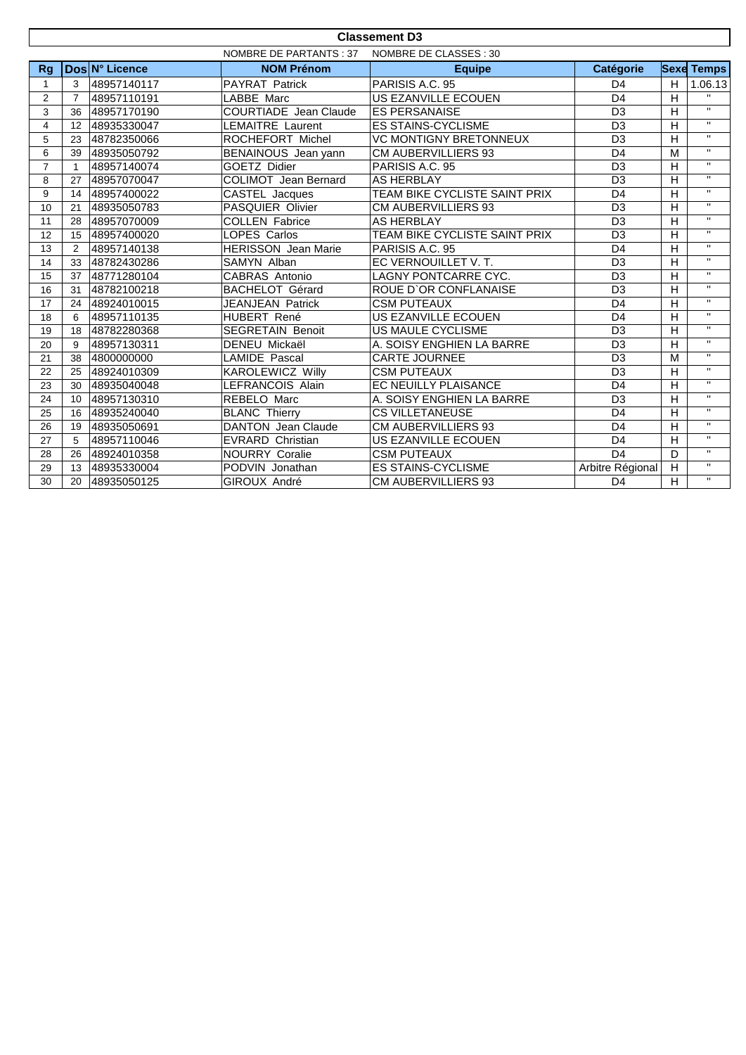# Classement D3

NOMBRE DE PARTANTS : 37 NOMBRE DE CLASSES : 30

| Rg | Dos | N° Licence | NOM Prénom | Equipe | Catégorie | Sexe | Temps |
|---|---|---|---|---|---|---|---|
| 1 | 3 | 48957140117 | PAYRAT Patrick | PARISIS A.C. 95 | D4 | H | 1.06.13 |
| 2 | 7 | 48957110191 | LABBE Marc | US EZANVILLE ECOUEN | D4 | H | " |
| 3 | 36 | 48957170190 | COURTIADE Jean Claude | ES PERSANAISE | D3 | H | " |
| 4 | 12 | 48935330047 | LEMAITRE Laurent | ES STAINS-CYCLISME | D3 | H | " |
| 5 | 23 | 48782350066 | ROCHEFORT Michel | VC MONTIGNY BRETONNEUX | D3 | H | " |
| 6 | 39 | 48935050792 | BENAINOUS Jean yann | CM AUBERVILLIERS 93 | D4 | M | " |
| 7 | 1 | 48957140074 | GOETZ Didier | PARISIS A.C. 95 | D3 | H | " |
| 8 | 27 | 48957070047 | COLIMOT Jean Bernard | AS HERBLAY | D3 | H | " |
| 9 | 14 | 48957400022 | CASTEL Jacques | TEAM BIKE CYCLISTE SAINT PRIX | D4 | H | " |
| 10 | 21 | 48935050783 | PASQUIER Olivier | CM AUBERVILLIERS 93 | D3 | H | " |
| 11 | 28 | 48957070009 | COLLEN Fabrice | AS HERBLAY | D3 | H | " |
| 12 | 15 | 48957400020 | LOPES Carlos | TEAM BIKE CYCLISTE SAINT PRIX | D3 | H | " |
| 13 | 2 | 48957140138 | HERISSON Jean Marie | PARISIS A.C. 95 | D4 | H | " |
| 14 | 33 | 48782430286 | SAMYN Alban | EC VERNOUILLET V. T. | D3 | H | " |
| 15 | 37 | 48771280104 | CABRAS Antonio | LAGNY PONTCARRE CYC. | D3 | H | " |
| 16 | 31 | 48782100218 | BACHELOT Gérard | ROUE D`OR CONFLANAISE | D3 | H | " |
| 17 | 24 | 48924010015 | JEANJEAN Patrick | CSM PUTEAUX | D4 | H | " |
| 18 | 6 | 48957110135 | HUBERT René | US EZANVILLE ECOUEN | D4 | H | " |
| 19 | 18 | 48782280368 | SEGRETAIN Benoit | US MAULE CYCLISME | D3 | H | " |
| 20 | 9 | 48957130311 | DENEU Mickaël | A. SOISY ENGHIEN LA BARRE | D3 | H | " |
| 21 | 38 | 4800000000 | LAMIDE Pascal | CARTE JOURNEE | D3 | M | " |
| 22 | 25 | 48924010309 | KAROLEWICZ Willy | CSM PUTEAUX | D3 | H | " |
| 23 | 30 | 48935040048 | LEFRANCOIS Alain | EC NEUILLY PLAISANCE | D4 | H | " |
| 24 | 10 | 48957130310 | REBELO Marc | A. SOISY ENGHIEN LA BARRE | D3 | H | " |
| 25 | 16 | 48935240040 | BLANC Thierry | CS VILLETANEUSE | D4 | H | " |
| 26 | 19 | 48935050691 | DANTON Jean Claude | CM AUBERVILLIERS 93 | D4 | H | " |
| 27 | 5 | 48957110046 | EVRARD Christian | US EZANVILLE ECOUEN | D4 | H | " |
| 28 | 26 | 48924010358 | NOURRY Coralie | CSM PUTEAUX | D4 | D | " |
| 29 | 13 | 48935330004 | PODVIN Jonathan | ES STAINS-CYCLISME | Arbitre Régional | H | " |
| 30 | 20 | 48935050125 | GIROUX André | CM AUBERVILLIERS 93 | D4 | H | " |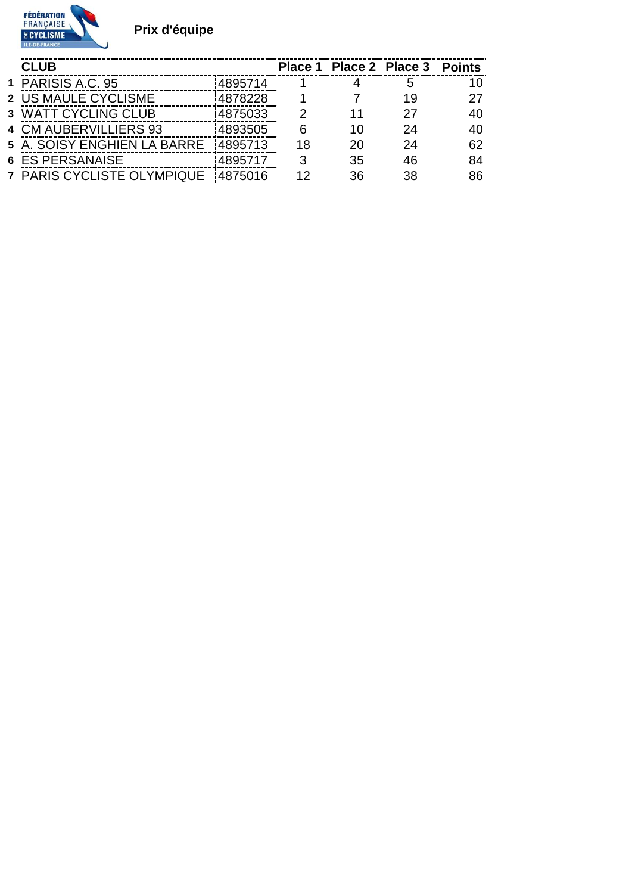**Prix d'équipe**

| | CLUB | | Place 1 | Place 2 | Place 3 | Points |
|---|---|---|---|---|---|---|
| 1 | PARISIS A.C. 95 | 4895714 | 1 | 4 | 5 | 10 |
| 2 | US MAULE CYCLISME | 4878228 | 1 | 7 | 19 | 27 |
| 3 | WATT CYCLING CLUB | 4875033 | 2 | 11 | 27 | 40 |
| 4 | CM AUBERVILLIERS 93 | 4893505 | 6 | 10 | 24 | 40 |
| 5 | A. SOISY ENGHIEN LA BARRE | 4895713 | 18 | 20 | 24 | 62 |
| 6 | ES PERSANAISE | 4895717 | 3 | 35 | 46 | 84 |
| 7 | PARIS CYCLISTE OLYMPIQUE | 4875016 | 12 | 36 | 38 | 86 |